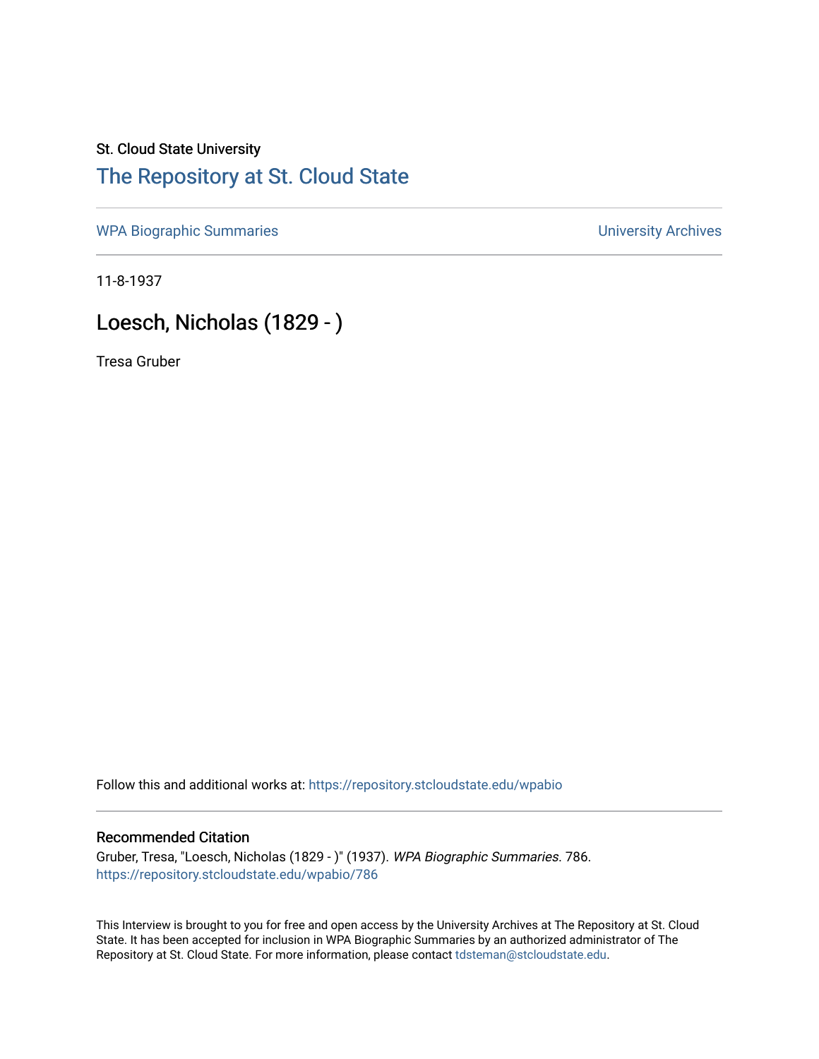St. Cloud State University

# The Repository at St. Cloud State

WPA Biographic Summaries | University Archives

11-8-1937

## Loesch, Nicholas (1829 - )

Tresa Gruber

Follow this and additional works at: https://repository.stcloudstate.edu/wpabio

### Recommended Citation

Gruber, Tresa, "Loesch, Nicholas (1829 - )" (1937). *WPA Biographic Summaries*. 786.
https://repository.stcloudstate.edu/wpabio/786

This Interview is brought to you for free and open access by the University Archives at The Repository at St. Cloud State. It has been accepted for inclusion in WPA Biographic Summaries by an authorized administrator of The Repository at St. Cloud State. For more information, please contact tdsteman@stcloudstate.edu.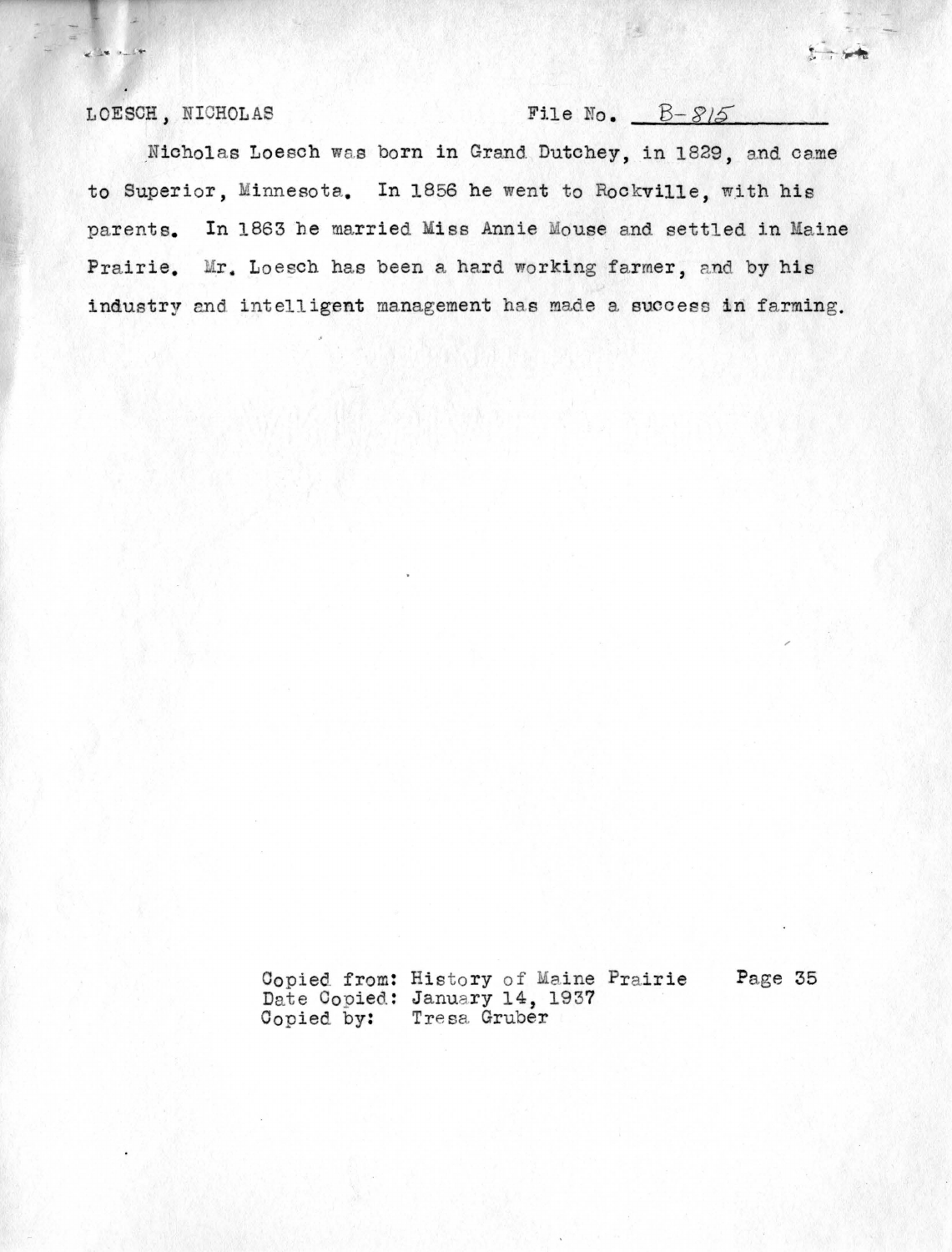LOESCH, NICHOLAS File No. B-815

Nicholas Loesch was born in Grand Dutchey, in 1829, and came to Superior, Minnesota. In 1856 he went to Rockville, with his parents. In 1863 he married Miss Annie Mouse and settled in Maine Prairie. Mr. Loesch has been a hard working farmer, and by his industry and intelligent management has made a success in farming.

Copied from: History of Maine Prairie Page 35
Date Copied: January 14, 1937
Copied by: Tresa Gruber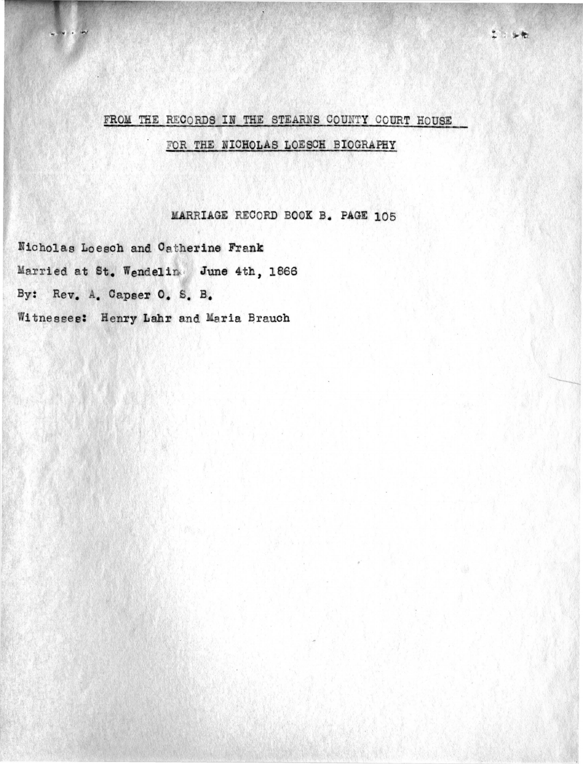## FROM THE RECORDS IN THE STEARNS COUNTY COURT HOUSE

## FOR THE NICHOLAS LOESCH BIOGRAPHY

### MARRIAGE RECORD BOOK B. PAGE 105

Nicholas Loesch and Catherine Frank

Married at St. Wendelin June 4th, 1866

By: Rev. A. Capser O. S. B.

Witnesses: Henry Lahr and Maria Brauch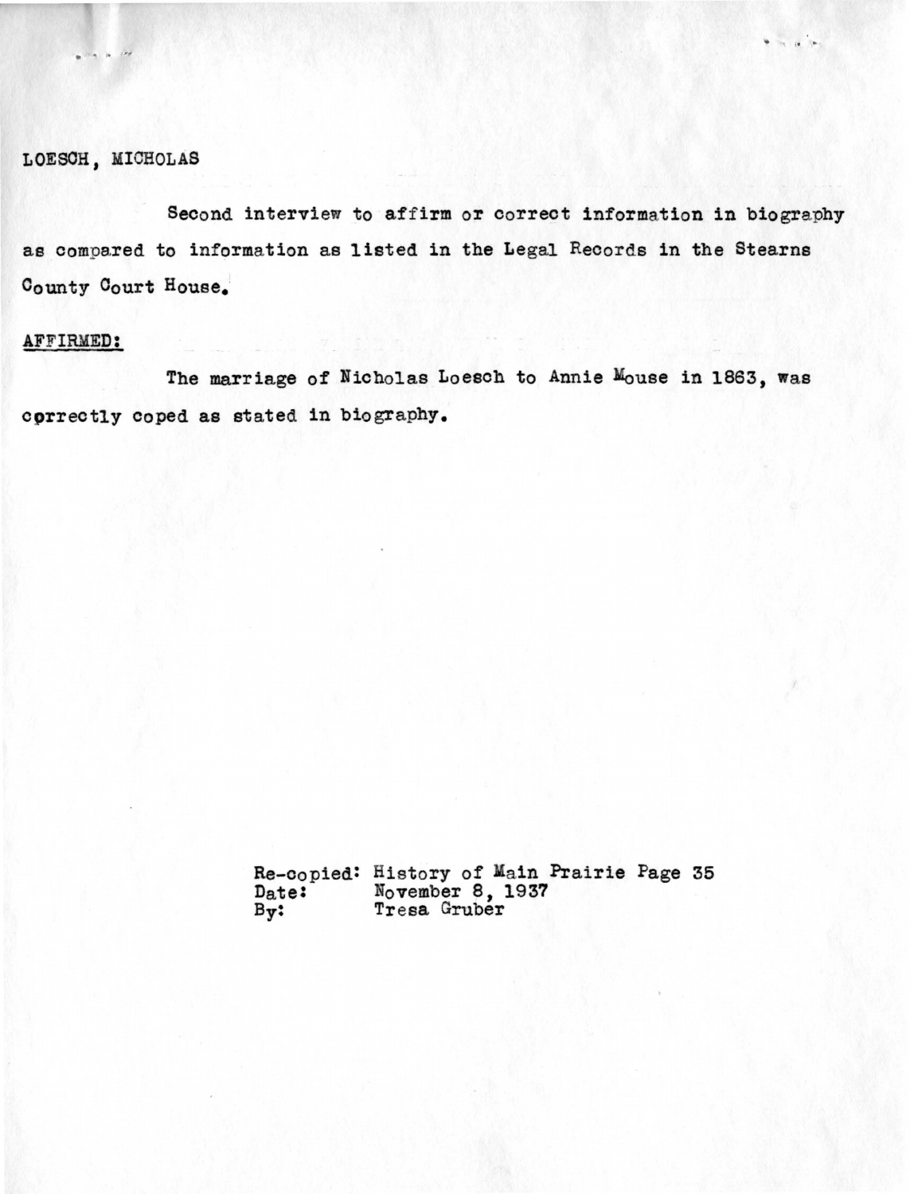LOESCH, MICHOLAS

Second interview to affirm or correct information in biography as compared to information as listed in the Legal Records in the Stearns County Court House.

**AFFIRMED:**

The marriage of Nicholas Loesch to Annie Mouse in 1863, was correctly coped as stated in biography.

Re-copied: History of Main Prairie Page 35
Date: November 8, 1937
By: Tresa Gruber